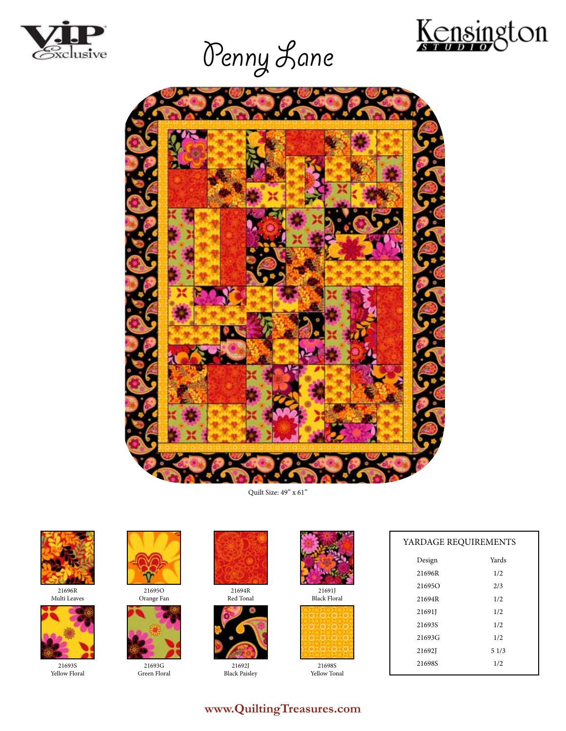# Penny Lane

Quilt Size: 49" x 61"

21696R
Multi Leaves

21695O
Orange Fan

21694R
Red Tonal

21691J
Black Floral

21693S
Yellow Floral

21693G
Green Floral

21692J
Black Paisley

21698S
Yellow Tonal

YARDAGE REQUIREMENTS

| Design | Yards |
|---|---|
| 21696R | 1/2 |
| 21695O | 2/3 |
| 21694R | 1/2 |
| 21691J | 1/2 |
| 21693S | 1/2 |
| 21693G | 1/2 |
| 21692J | 5 1/3 |
| 21698S | 1/2 |

www.QuiltingTreasures.com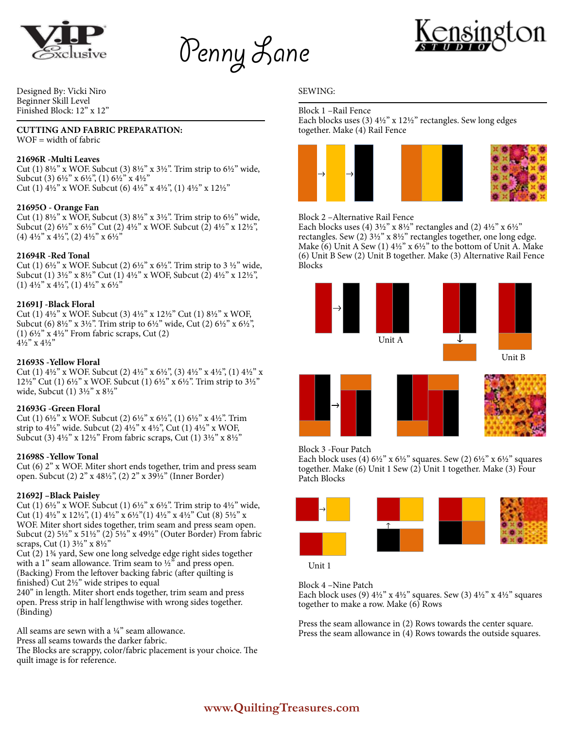# Penny Lane

Designed By: Vicki Niro
Beginner Skill Level
Finished Block: 12" x 12"

**CUTTING AND FABRIC PREPARATION:**
WOF = width of fabric

**21696R -Multi Leaves**
Cut (1) 8½" x WOF. Subcut (3) 8½" x 3½". Trim strip to 6½" wide, Subcut (3) 6½" x 6½", (1) 6½" x 4½"
Cut (1) 4½" x WOF. Subcut (6) 4½" x 4½", (1) 4½" x 12½"

**21695O - Orange Fan**
Cut (1) 8½" x WOF, Subcut (3) 8½" x 3½". Trim strip to 6½" wide, Subcut (2) 6½" x 6½" Cut (2) 4½" x WOF. Subcut (2) 4½" x 12½", (4) 4½" x 4½", (2) 4½" x 6½"

**21694R -Red Tonal**
Cut (1) 6½" x WOF. Subcut (2) 6½" x 6½". Trim strip to 3 ½" wide, Subcut (1) 3½" x 8½" Cut (1) 4½" x WOF, Subcut (2) 4½" x 12½", (1) 4½" x 4½", (1) 4½" x 6½"

**21691J -Black Floral**
Cut (1) 4½" x WOF. Subcut (3) 4½" x 12½" Cut (1) 8½" x WOF, Subcut (6) 8½" x 3½". Trim strip to 6½" wide, Cut (2) 6½" x 6½", (1) 6½" x 4½" From fabric scraps, Cut (2) 4½" x 4½"

**21693S -Yellow Floral**
Cut (1) 4½" x WOF. Subcut (2) 4½" x 6½", (3) 4½" x 4½", (1) 4½" x 12½" Cut (1) 6½" x WOF. Subcut (1) 6½" x 6½". Trim strip to 3½" wide, Subcut (1) 3½" x 8½"

**21693G -Green Floral**
Cut (1) 6½" x WOF. Subcut (2) 6½" x 6½", (1) 6½" x 4½". Trim strip to 4½" wide. Subcut (2) 4½" x 4½", Cut (1) 4½" x WOF, Subcut (3) 4½" x 12½" From fabric scraps, Cut (1) 3½" x 8½"

**21698S -Yellow Tonal**
Cut (6) 2" x WOF. Miter short ends together, trim and press seam open. Subcut (2) 2" x 48½", (2) 2" x 39½" (Inner Border)

**21692J –Black Paisley**
Cut (1) 6½" x WOF. Subcut (1) 6½" x 6½". Trim strip to 4½" wide, Cut (1) 4½" x 12½", (1) 4½" x 6½"(1) 4½" x 4½" Cut (8) 5½" x WOF. Miter short sides together, trim seam and press seam open. Subcut (2) 5½" x 51½" (2) 5½" x 49½" (Outer Border) From fabric scraps, Cut (1) 3½" x 8½"
Cut (2) 1¾ yard, Sew one long selvedge edge right sides together with a 1" seam allowance. Trim seam to ½" and press open. (Backing) From the leftover backing fabric (after quilting is finished) Cut 2½" wide stripes to equal 240" in length. Miter short ends together, trim seam and press open. Press strip in half lengthwise with wrong sides together. (Binding)

All seams are sewn with a ¼" seam allowance.
Press all seams towards the darker fabric.
The Blocks are scrappy, color/fabric placement is your choice. The quilt image is for reference.

SEWING:

Block 1 –Rail Fence
Each blocks uses (3) 4½" x 12½" rectangles. Sew long edges together. Make (4) Rail Fence

Block 2 –Alternative Rail Fence
Each blocks uses (4) 3½" x 8½" rectangles and (2) 4½" x 6½" rectangles. Sew (2) 3½" x 8½" rectangles together, one long edge. Make (6) Unit A Sew (1) 4½" x 6½" to the bottom of Unit A. Make (6) Unit B Sew (2) Unit B together. Make (3) Alternative Rail Fence Blocks

Unit A

Unit B

Block 3 -Four Patch
Each block uses (4) 6½" x 6½" squares. Sew (2) 6½" x 6½" squares together. Make (6) Unit 1 Sew (2) Unit 1 together. Make (3) Four Patch Blocks

Unit 1

Block 4 –Nine Patch
Each block uses (9) 4½" x 4½" squares. Sew (3) 4½" x 4½" squares together to make a row. Make (6) Rows

Press the seam allowance in (2) Rows towards the center square.
Press the seam allowance in (4) Rows towards the outside squares.

www.QuiltingTreasures.com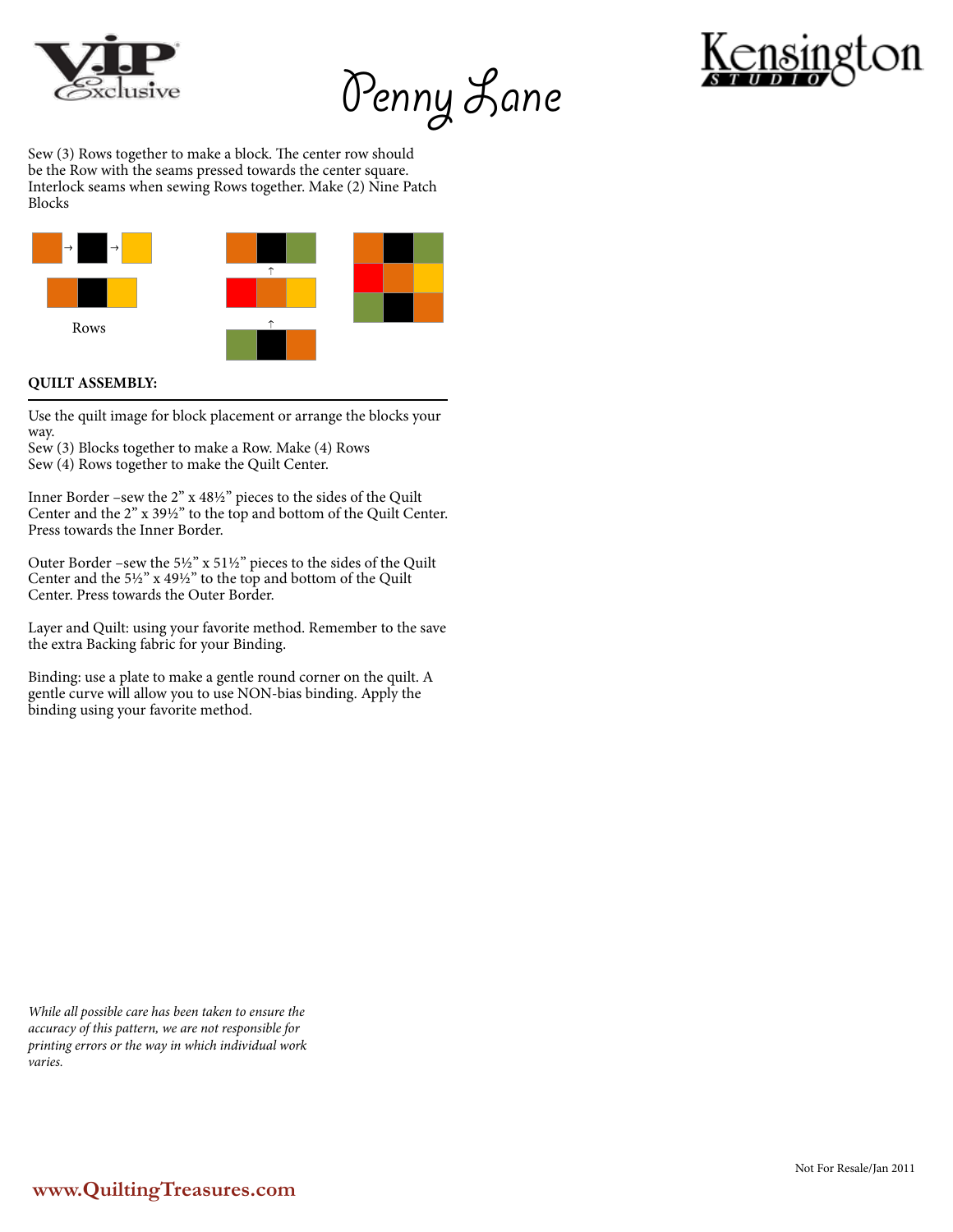Sew (3) Rows together to make a block. The center row should be the Row with the seams pressed towards the center square. Interlock seams when sewing Rows together. Make (2) Nine Patch Blocks

Rows

**QUILT ASSEMBLY:**

Use the quilt image for block placement or arrange the blocks your way.
Sew (3) Blocks together to make a Row. Make (4) Rows
Sew (4) Rows together to make the Quilt Center.

Inner Border –sew the 2" x 48½" pieces to the sides of the Quilt Center and the 2" x 39½" to the top and bottom of the Quilt Center. Press towards the Inner Border.

Outer Border –sew the 5½" x 51½" pieces to the sides of the Quilt Center and the 5½" x 49½" to the top and bottom of the Quilt Center. Press towards the Outer Border.

Layer and Quilt: using your favorite method. Remember to the save the extra Backing fabric for your Binding.

Binding: use a plate to make a gentle round corner on the quilt. A gentle curve will allow you to use NON-bias binding. Apply the binding using your favorite method.

*While all possible care has been taken to ensure the accuracy of this pattern, we are not responsible for printing errors or the way in which individual work varies.*

Not For Resale/Jan 2011

**www.QuiltingTreasures.com**